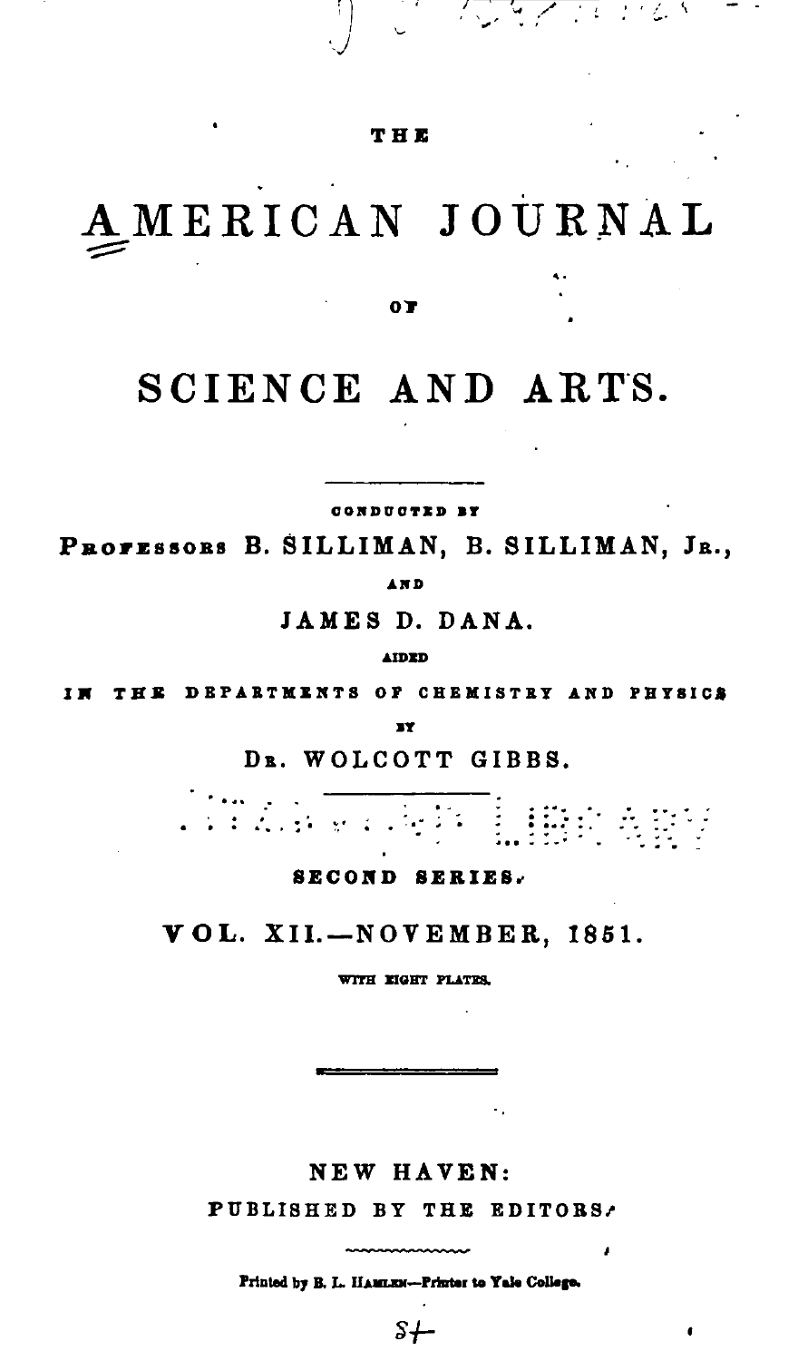THE

# AMERICAN JOURNAL

OF

# SCIENCE AND ARTS.

CONDUCTED BY

PROFESSORS B. SILLIMAN, B. SILLIMAN, JR.,

AND

JAMES D. DANA.

AIDED

IN THE DEPARTMENTS OF CHEMISTRY AND PHYSICS

BY

DR. WOLCOTT GIBBS.

SECOND SERIES.

VOL. XII.—NOVEMBER, 1851.

WITH EIGHT PLATES.

NEW HAVEN:

PUBLISHED BY THE EDITORS.

Printed by B. L. HAMLEN—Printer to Yale College.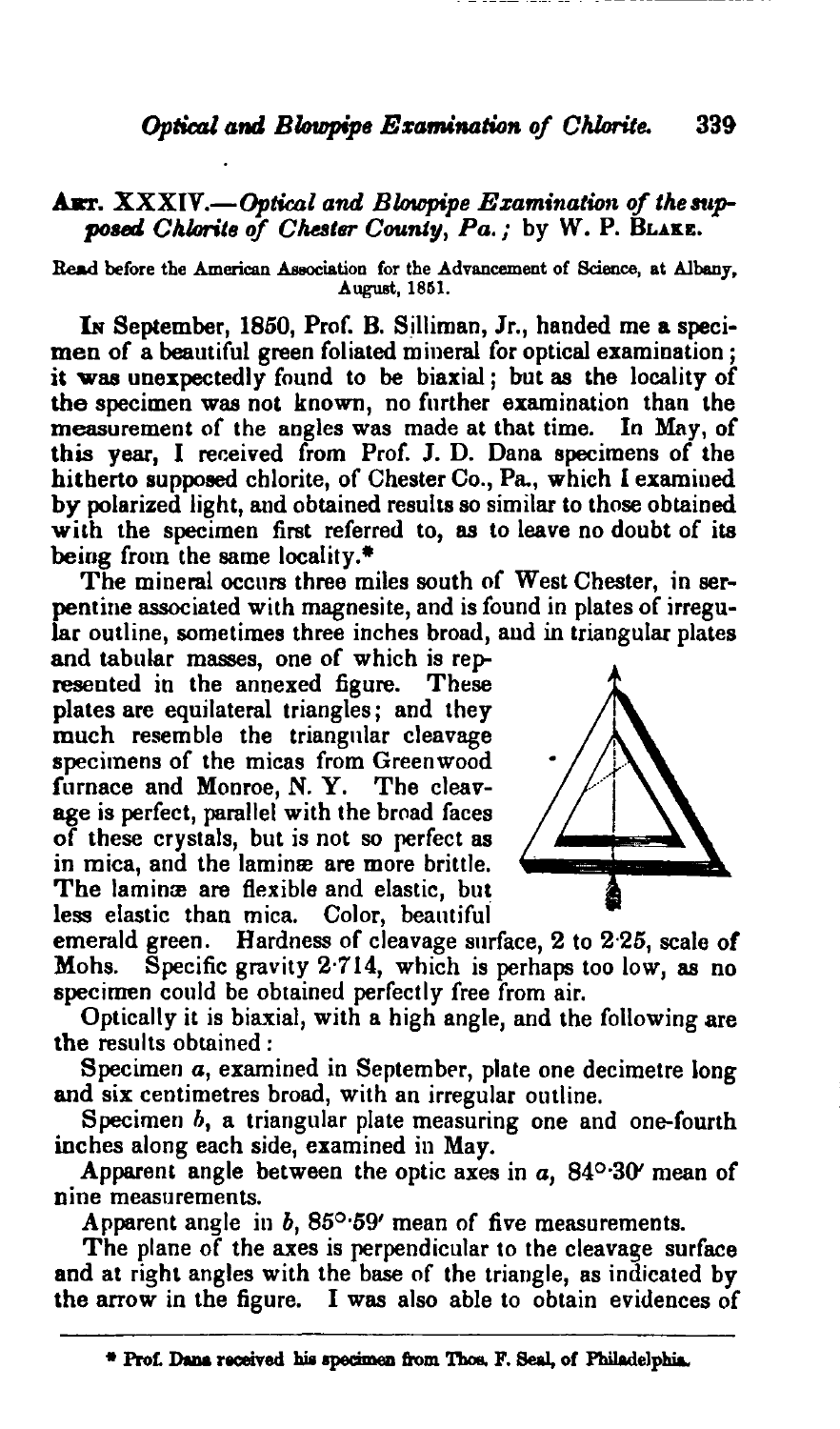## ART. XXXIV.—*Optical and Blowpipe Examination of the supposed Chlorite of Chester County, Pa.*; by W. P. BLAKE.

Read before the American Association for the Advancement of Science, at Albany, August, 1851.

IN September, 1850, Prof. B. Silliman, Jr., handed me a specimen of a beautiful green foliated mineral for optical examination; it was unexpectedly found to be biaxial; but as the locality of the specimen was not known, no further examination than the measurement of the angles was made at that time. In May, of this year, I received from Prof. J. D. Dana specimens of the hitherto supposed chlorite, of Chester Co., Pa., which I examined by polarized light, and obtained results so similar to those obtained with the specimen first referred to, as to leave no doubt of its being from the same locality.*

The mineral occurs three miles south of West Chester, in serpentine associated with magnesite, and is found in plates of irregular outline, sometimes three inches broad, and in triangular plates and tabular masses, one of which is represented in the annexed figure. These plates are equilateral triangles; and they much resemble the triangular cleavage specimens of the micas from Greenwood furnace and Monroe, N. Y. The cleavage is perfect, parallel with the broad faces of these crystals, but is not so perfect as in mica, and the laminæ are more brittle. The laminæ are flexible and elastic, but less elastic than mica. Color, beautiful emerald green. Hardness of cleavage surface, 2 to 2·25, scale of Mohs. Specific gravity 2·714, which is perhaps too low, as no specimen could be obtained perfectly free from air.

Optically it is biaxial, with a high angle, and the following are the results obtained:

Specimen *a*, examined in September, plate one decimetre long and six centimetres broad, with an irregular outline.

Specimen *b*, a triangular plate measuring one and one-fourth inches along each side, examined in May.

Apparent angle between the optic axes in *a*, 84°·30′ mean of nine measurements.

Apparent angle in *b*, 85°·59′ mean of five measurements.

The plane of the axes is perpendicular to the cleavage surface and at right angles with the base of the triangle, as indicated by the arrow in the figure. I was also able to obtain evidences of

---

\* Prof. Dana received his specimen from Thos. F. Seal, of Philadelphia.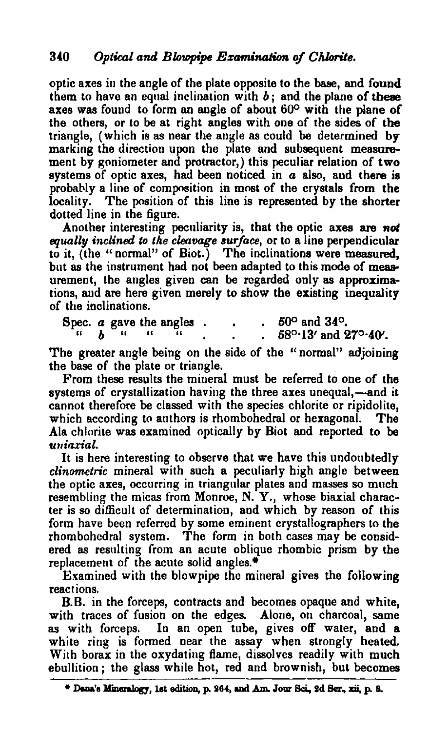optic axes in the angle of the plate opposite to the base, and found them to have an equal inclination with $b$; and the plane of these axes was found to form an angle of about 60° with the plane of the others, or to be at right angles with one of the sides of the triangle, (which is as near the angle as could be determined by marking the direction upon the plate and subsequent measurement by goniometer and protractor,) this peculiar relation of two systems of optic axes, had been noticed in $a$ also, and there is probably a line of composition in most of the crystals from the locality. The position of this line is represented by the shorter dotted line in the figure.

Another interesting peculiarity is, that the optic axes are *not equally inclined to the cleavage surface*, or to a line perpendicular to it, (the "normal" of Biot.) The inclinations were measured, but as the instrument had not been adapted to this mode of measurement, the angles given can be regarded only as approximations, and are here given merely to show the existing inequality of the inclinations.

Spec. $a$ gave the angles . . . 50° and 34°.
" $b$ " " " . . . 58°·13′ and 27°·40′.

The greater angle being on the side of the "normal" adjoining the base of the plate or triangle.

From these results the mineral must be referred to one of the systems of crystallization having the three axes unequal,—and it cannot therefore be classed with the species chlorite or ripidolite, which according to authors is rhombohedral or hexagonal. The Ala chlorite was examined optically by Biot and reported to be *uniaxial*.

It is here interesting to observe that we have this undoubtedly *clinometric* mineral with such a peculiarly high angle between the optic axes, occurring in triangular plates and masses so much resembling the micas from Monroe, N. Y., whose biaxial character is so difficult of determination, and which by reason of this form have been referred by some eminent crystallographers to the rhombohedral system. The form in both cases may be considered as resulting from an acute oblique rhombic prism by the replacement of the acute solid angles.*

Examined with the blowpipe the mineral gives the following reactions.

B.B. in the forceps, contracts and becomes opaque and white, with traces of fusion on the edges. Alone, on charcoal, same as with forceps. In an open tube, gives off water, and a white ring is formed near the assay when strongly heated. With borax in the oxydating flame, dissolves readily with much ebullition; the glass while hot, red and brownish, but becomes

* Dana's Mineralogy, 1st edition, p. 264, and Am. Jour Sci., 2d Ser., xii, p. 8.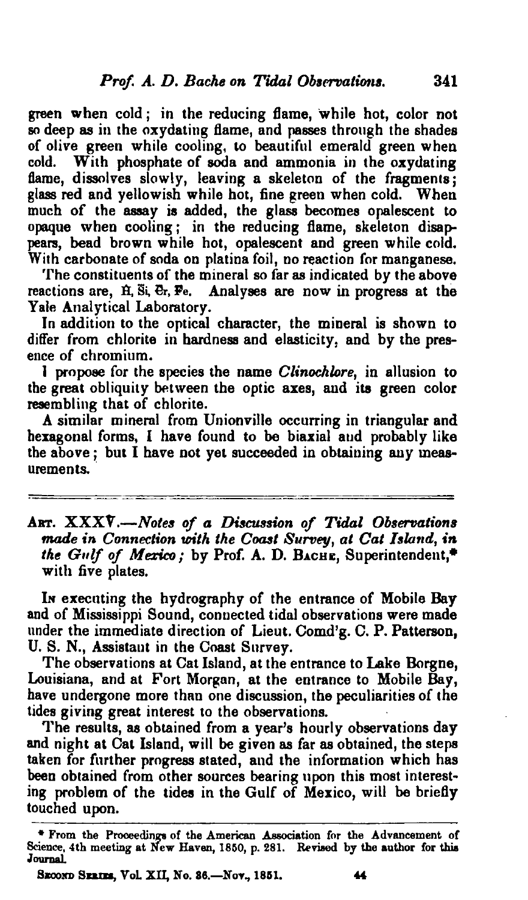green when cold; in the reducing flame, while hot, color not so deep as in the oxydating flame, and passes through the shades of olive green while cooling, to beautiful emerald green when cold. With phosphate of soda and ammonia in the oxydating flame, dissolves slowly, leaving a skeleton of the fragments; glass red and yellowish while hot, fine green when cold. When much of the assay is added, the glass becomes opalescent to opaque when cooling; in the reducing flame, skeleton disappears, bead brown while hot, opalescent and green while cold. With carbonate of soda on platina foil, no reaction for manganese.

The constituents of the mineral so far as indicated by the above reactions are, $\dot{\text{H}}$, $\dddot{\text{Si}}$, $\dddot{\text{Cr}}$, $\dot{\text{Fe}}$. Analyses are now in progress at the Yale Analytical Laboratory.

In addition to the optical character, the mineral is shown to differ from chlorite in hardness and elasticity, and by the presence of chromium.

I propose for the species the name *Clinochlore*, in allusion to the great obliquity between the optic axes, and its green color resembling that of chlorite.

A similar mineral from Unionville occurring in triangular and hexagonal forms, I have found to be biaxial and probably like the above; but I have not yet succeeded in obtaining any measurements.

---

## ART. XXXV.—*Notes of a Discussion of Tidal Observations made in Connection with the Coast Survey, at Cat Island, in the Gulf of Mexico*; by Prof. A. D. BACHE, Superintendent,* with five plates.

IN executing the hydrography of the entrance of Mobile Bay and of Mississippi Sound, connected tidal observations were made under the immediate direction of Lieut. Comd'g. C. P. Patterson, U. S. N., Assistant in the Coast Survey.

The observations at Cat Island, at the entrance to Lake Borgne, Louisiana, and at Fort Morgan, at the entrance to Mobile Bay, have undergone more than one discussion, the peculiarities of the tides giving great interest to the observations.

The results, as obtained from a year's hourly observations day and night at Cat Island, will be given as far as obtained, the steps taken for further progress stated, and the information which has been obtained from other sources bearing upon this most interesting problem of the tides in the Gulf of Mexico, will be briefly touched upon.

---

\* From the Proceedings of the American Association for the Advancement of Science, 4th meeting at New Haven, 1850, p. 281. Revised by the author for this Journal.